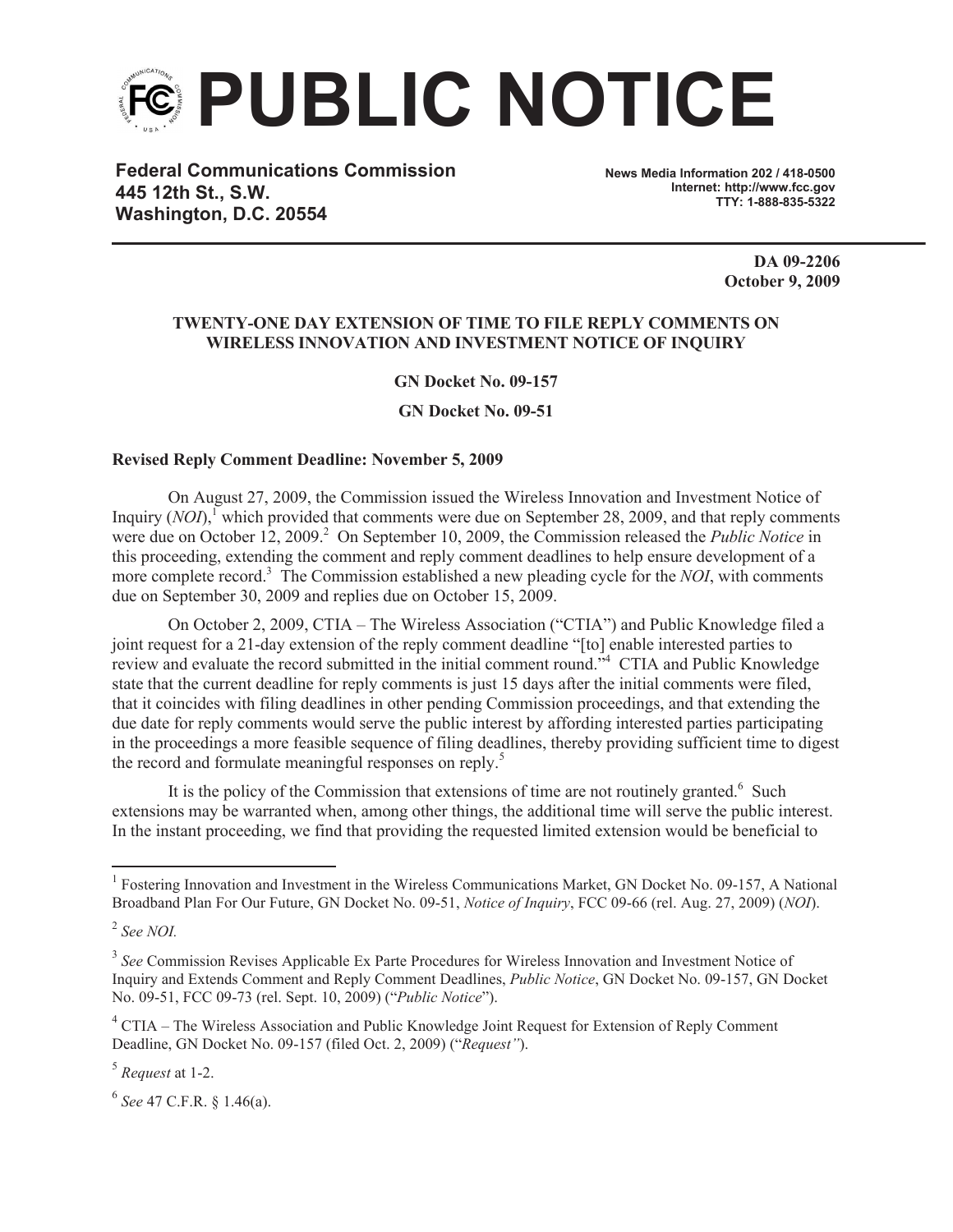# PUBLIC NOTICE

**Federal Communications Commission**
**445 12th St., S.W.**
**Washington, D.C. 20554**

**News Media Information 202 / 418-0500**
**Internet: http://www.fcc.gov**
**TTY: 1-888-835-5322**

**DA 09-2206**
**October 9, 2009**

**TWENTY-ONE DAY EXTENSION OF TIME TO FILE REPLY COMMENTS ON WIRELESS INNOVATION AND INVESTMENT NOTICE OF INQUIRY**

**GN Docket No. 09-157**

**GN Docket No. 09-51**

**Revised Reply Comment Deadline: November 5, 2009**

On August 27, 2009, the Commission issued the Wireless Innovation and Investment Notice of Inquiry (*NOI*),[1] which provided that comments were due on September 28, 2009, and that reply comments were due on October 12, 2009.[2] On September 10, 2009, the Commission released the *Public Notice* in this proceeding, extending the comment and reply comment deadlines to help ensure development of a more complete record.[3] The Commission established a new pleading cycle for the *NOI*, with comments due on September 30, 2009 and replies due on October 15, 2009.

On October 2, 2009, CTIA – The Wireless Association ("CTIA") and Public Knowledge filed a joint request for a 21-day extension of the reply comment deadline "[to] enable interested parties to review and evaluate the record submitted in the initial comment round."[4] CTIA and Public Knowledge state that the current deadline for reply comments is just 15 days after the initial comments were filed, that it coincides with filing deadlines in other pending Commission proceedings, and that extending the due date for reply comments would serve the public interest by affording interested parties participating in the proceedings a more feasible sequence of filing deadlines, thereby providing sufficient time to digest the record and formulate meaningful responses on reply.[5]

It is the policy of the Commission that extensions of time are not routinely granted.[6] Such extensions may be warranted when, among other things, the additional time will serve the public interest. In the instant proceeding, we find that providing the requested limited extension would be beneficial to

---

[1] Fostering Innovation and Investment in the Wireless Communications Market, GN Docket No. 09-157, A National Broadband Plan For Our Future, GN Docket No. 09-51, *Notice of Inquiry*, FCC 09-66 (rel. Aug. 27, 2009) (*NOI*).

[2] *See NOI.*

[3] *See* Commission Revises Applicable Ex Parte Procedures for Wireless Innovation and Investment Notice of Inquiry and Extends Comment and Reply Comment Deadlines, *Public Notice*, GN Docket No. 09-157, GN Docket No. 09-51, FCC 09-73 (rel. Sept. 10, 2009) ("*Public Notice*").

[4] CTIA – The Wireless Association and Public Knowledge Joint Request for Extension of Reply Comment Deadline, GN Docket No. 09-157 (filed Oct. 2, 2009) ("*Request"*).

[5] *Request* at 1-2.

[6] *See* 47 C.F.R. § 1.46(a).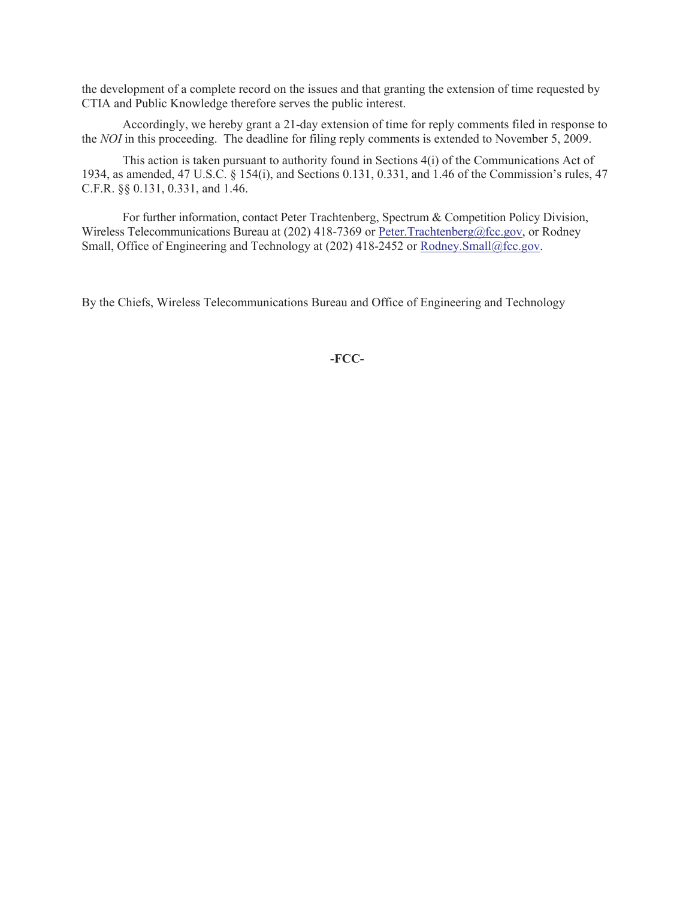the development of a complete record on the issues and that granting the extension of time requested by CTIA and Public Knowledge therefore serves the public interest.

Accordingly, we hereby grant a 21-day extension of time for reply comments filed in response to the *NOI* in this proceeding. The deadline for filing reply comments is extended to November 5, 2009.

This action is taken pursuant to authority found in Sections 4(i) of the Communications Act of 1934, as amended, 47 U.S.C. § 154(i), and Sections 0.131, 0.331, and 1.46 of the Commission's rules, 47 C.F.R. §§ 0.131, 0.331, and 1.46.

For further information, contact Peter Trachtenberg, Spectrum & Competition Policy Division, Wireless Telecommunications Bureau at (202) 418-7369 or Peter.Trachtenberg@fcc.gov, or Rodney Small, Office of Engineering and Technology at (202) 418-2452 or Rodney.Small@fcc.gov.

By the Chiefs, Wireless Telecommunications Bureau and Office of Engineering and Technology

**-FCC-**